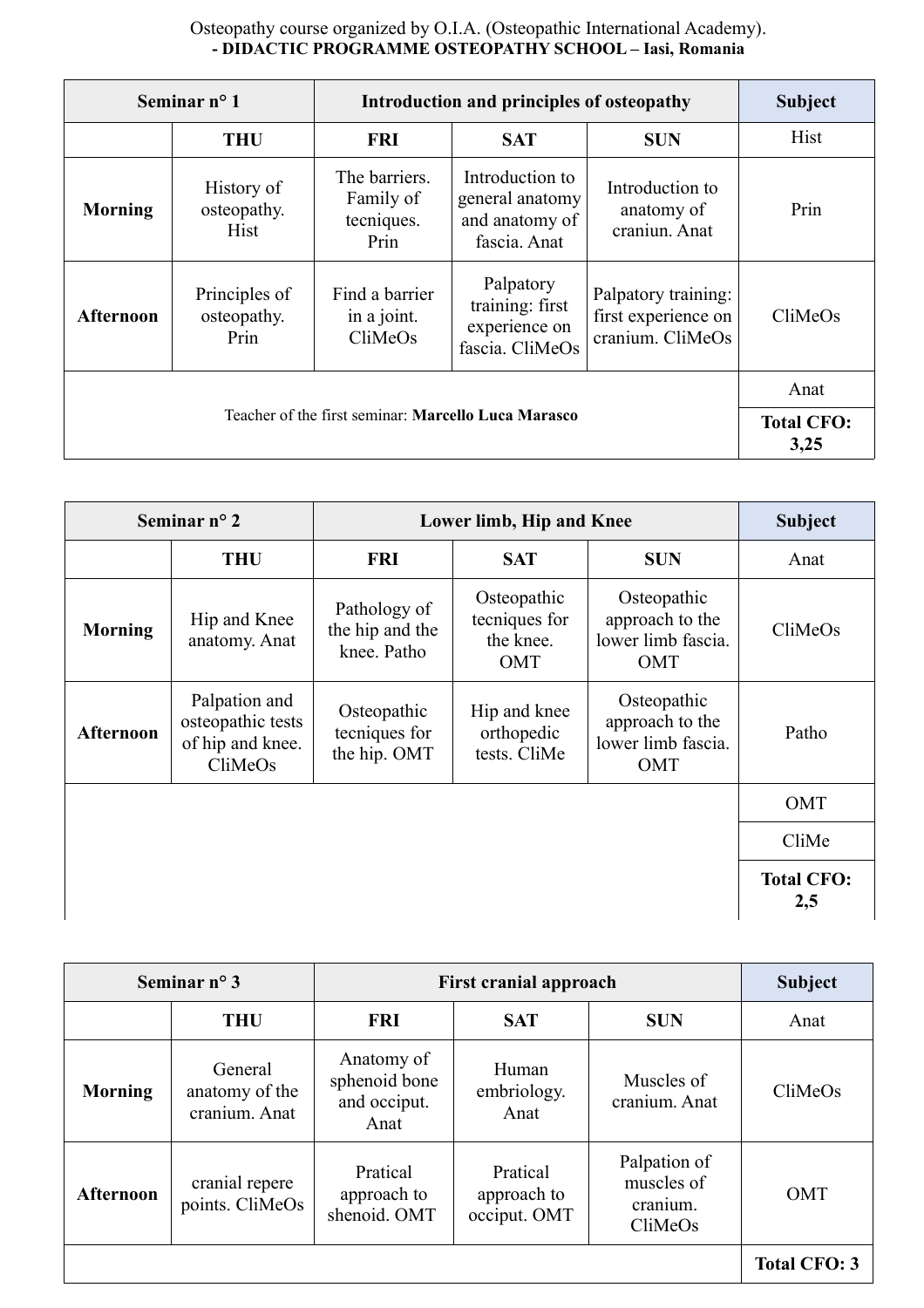Osteopathy course organized by O.I.A. (Osteopathic International Academy).
**- DIDACTIC PROGRAMME OSTEOPATHY SCHOOL – Iasi, Romania**

| **Seminar n° 1** | | **Introduction and principles of osteopathy** | | | **Subject** |
|---|---|---|---|---|---|
| | **THU** | **FRI** | **SAT** | **SUN** | Hist |
| **Morning** | History of osteopathy. Hist | The barriers. Family of tecniques. Prin | Introduction to general anatomy and anatomy of fascia. Anat | Introduction to anatomy of craniun. Anat | Prin |
| **Afternoon** | Principles of osteopathy. Prin | Find a barrier in a joint. CliMeOs | Palpatory training: first experience on fascia. CliMeOs | Palpatory training: first experience on cranium. CliMeOs | CliMeOs |
| Teacher of the first seminar: **Marcello Luca Marasco** | | | | | Anat |
| | | | | | **Total CFO: 3,25** |

| **Seminar n° 2** | | **Lower limb, Hip and Knee** | | | **Subject** |
|---|---|---|---|---|---|
| | **THU** | **FRI** | **SAT** | **SUN** | Anat |
| **Morning** | Hip and Knee anatomy. Anat | Pathology of the hip and the knee. Patho | Osteopathic tecniques for the knee. OMT | Osteopathic approach to the lower limb fascia. OMT | CliMeOs |
| **Afternoon** | Palpation and osteopathic tests of hip and knee. CliMeOs | Osteopathic tecniques for the hip. OMT | Hip and knee orthopedic tests. CliMe | Osteopathic approach to the lower limb fascia. OMT | Patho |
| | | | | | OMT |
| | | | | | CliMe |
| | | | | | **Total CFO: 2,5** |

| **Seminar n° 3** | | **First cranial approach** | | | **Subject** |
|---|---|---|---|---|---|
| | **THU** | **FRI** | **SAT** | **SUN** | Anat |
| **Morning** | General anatomy of the cranium. Anat | Anatomy of sphenoid bone and occiput. Anat | Human embriology. Anat | Muscles of cranium. Anat | CliMeOs |
| **Afternoon** | cranial repere points. CliMeOs | Pratical approach to shenoid. OMT | Pratical approach to occiput. OMT | Palpation of muscles of cranium. CliMeOs | OMT |
| | | | | | **Total CFO: 3** |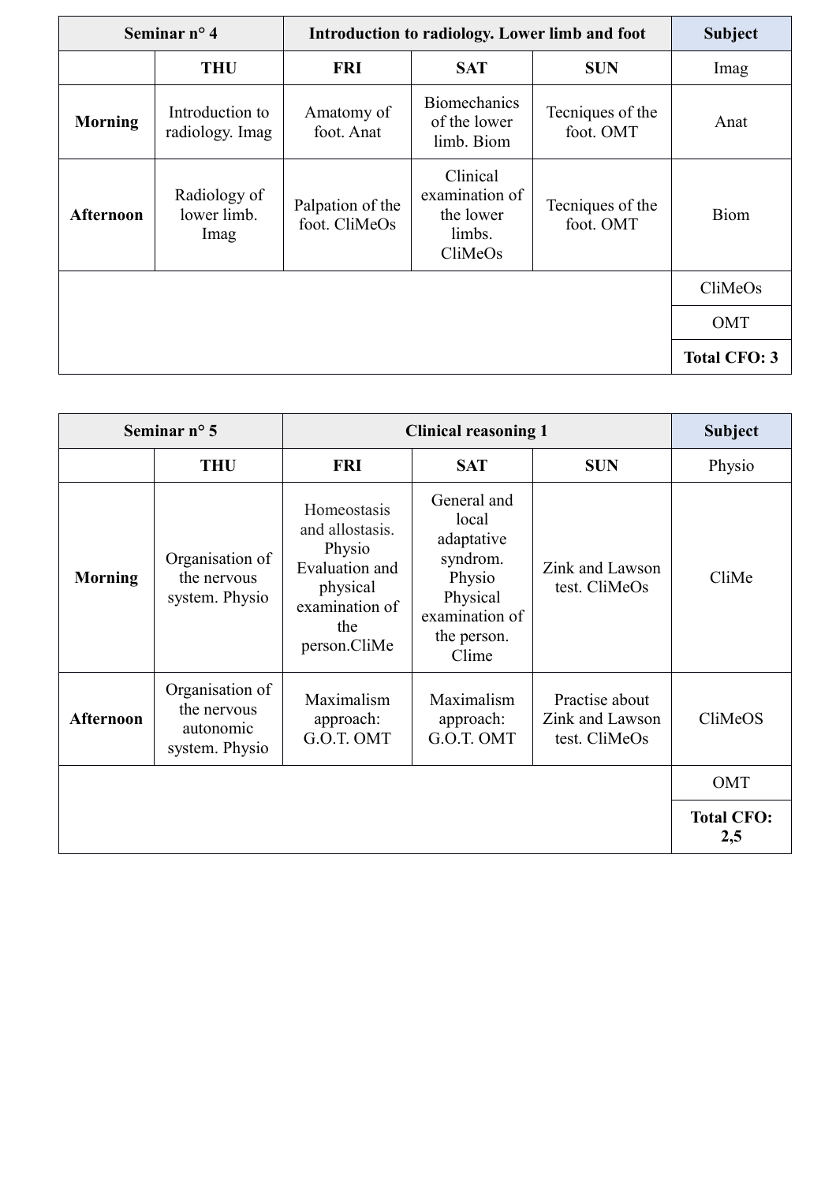| Seminar n° 4 | | Introduction to radiology. Lower limb and foot | | | Subject |
|---|---|---|---|---|---|
| | **THU** | **FRI** | **SAT** | **SUN** | Imag |
| **Morning** | Introduction to radiology. Imag | Amatomy of foot. Anat | Biomechanics of the lower limb. Biom | Tecniques of the foot. OMT | Anat |
| **Afternoon** | Radiology of lower limb. Imag | Palpation of the foot. CliMeOs | Clinical examination of the lower limbs. CliMeOs | Tecniques of the foot. OMT | Biom |
| | | | | | CliMeOs |
| | | | | | OMT |
| | | | | | **Total CFO: 3** |

| Seminar n° 5 | | Clinical reasoning 1 | | | Subject |
|---|---|---|---|---|---|
| | **THU** | **FRI** | **SAT** | **SUN** | Physio |
| **Morning** | Organisation of the nervous system. Physio | Homeostasis and allostasis. Physio Evaluation and physical examination of the person.CliMe | General and local adaptative syndrom. Physio Physical examination of the person. Clime | Zink and Lawson test. CliMeOs | CliMe |
| **Afternoon** | Organisation of the nervous autonomic system. Physio | Maximalism approach: G.O.T. OMT | Maximalism approach: G.O.T. OMT | Practise about Zink and Lawson test. CliMeOs | CliMeOS |
| | | | | | OMT |
| | | | | | **Total CFO: 2,5** |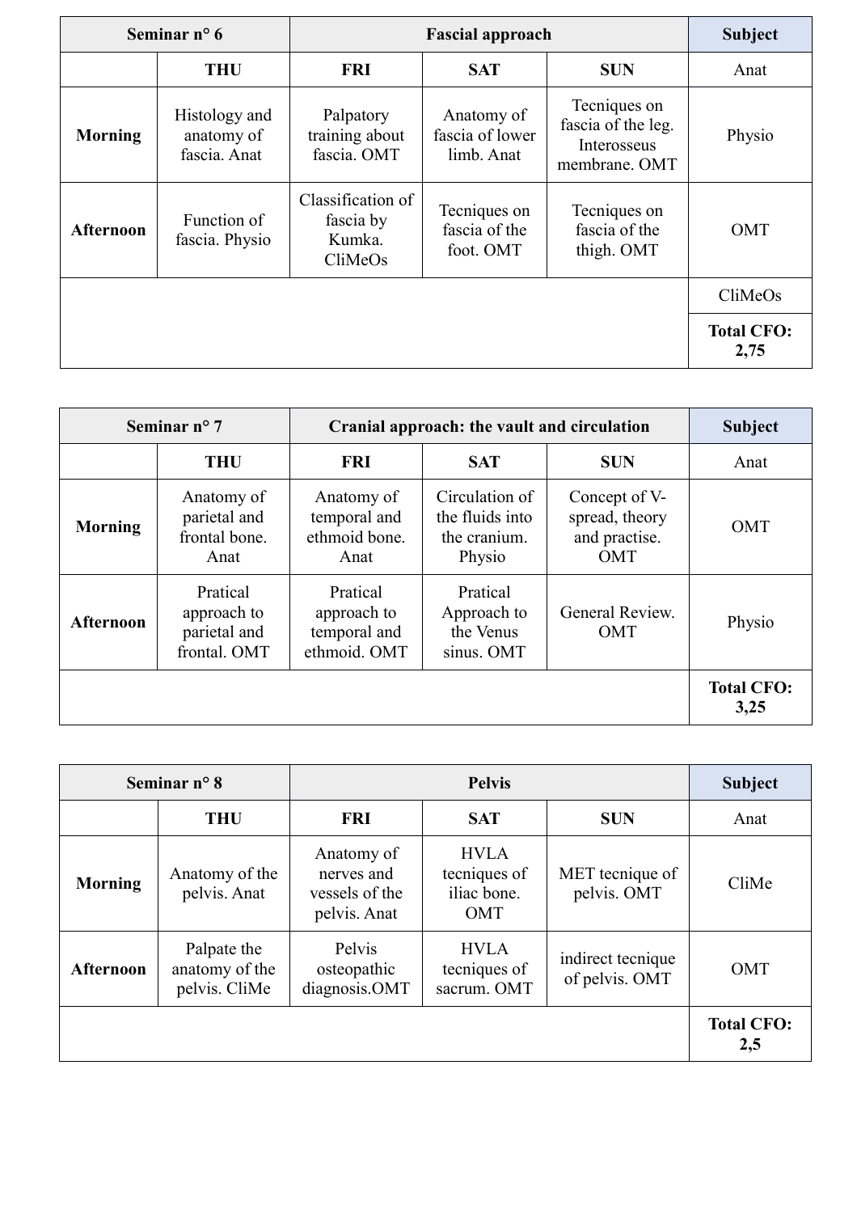| Seminar n° 6 | | Fascial approach | | | Subject |
|---|---|---|---|---|---|
| | THU | FRI | SAT | SUN | Anat |
| **Morning** | Histology and anatomy of fascia. Anat | Palpatory training about fascia. OMT | Anatomy of fascia of lower limb. Anat | Tecniques on fascia of the leg. Interosseus membrane. OMT | Physio |
| **Afternoon** | Function of fascia. Physio | Classification of fascia by Kumka. CliMeOs | Tecniques on fascia of the foot. OMT | Tecniques on fascia of the thigh. OMT | OMT |
| | | | | | CliMeOs |
| | | | | | **Total CFO: 2,75** |

| Seminar n° 7 | | Cranial approach: the vault and circulation | | | Subject |
|---|---|---|---|---|---|
| | THU | FRI | SAT | SUN | Anat |
| **Morning** | Anatomy of parietal and frontal bone. Anat | Anatomy of temporal and ethmoid bone. Anat | Circulation of the fluids into the cranium. Physio | Concept of V-spread, theory and practise. OMT | OMT |
| **Afternoon** | Pratical approach to parietal and frontal. OMT | Pratical approach to temporal and ethmoid. OMT | Pratical Approach to the Venus sinus. OMT | General Review. OMT | Physio |
| | | | | | **Total CFO: 3,25** |

| Seminar n° 8 | | Pelvis | | | Subject |
|---|---|---|---|---|---|
| | THU | FRI | SAT | SUN | Anat |
| **Morning** | Anatomy of the pelvis. Anat | Anatomy of nerves and vessels of the pelvis. Anat | HVLA tecniques of iliac bone. OMT | MET tecnique of pelvis. OMT | CliMe |
| **Afternoon** | Palpate the anatomy of the pelvis. CliMe | Pelvis osteopathic diagnosis.OMT | HVLA tecniques of sacrum. OMT | indirect tecnique of pelvis. OMT | OMT |
| | | | | | **Total CFO: 2,5** |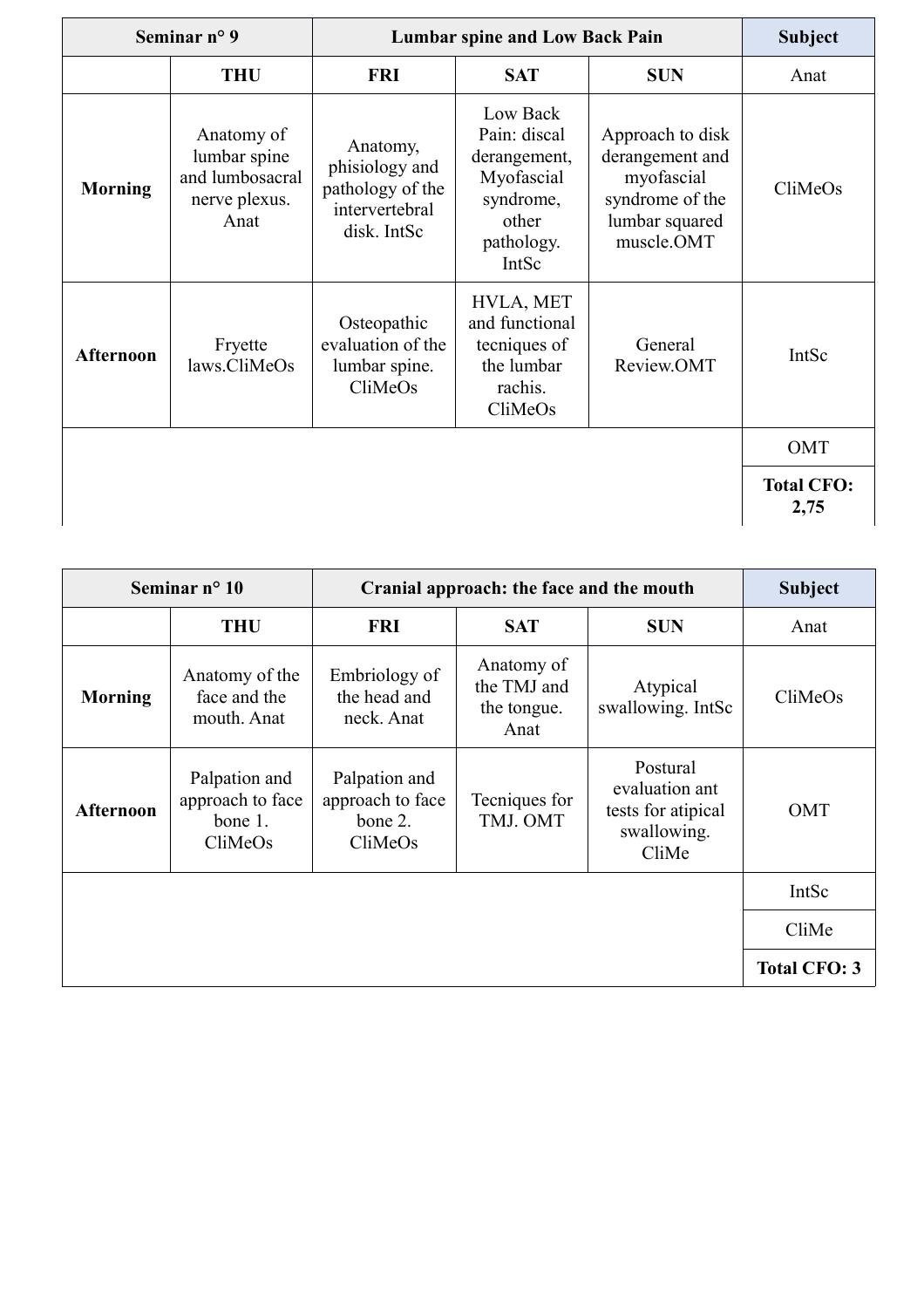| Seminar n° 9 | | Lumbar spine and Low Back Pain | | | Subject |
|---|---|---|---|---|---|
| | THU | FRI | SAT | SUN | Anat |
| **Morning** | Anatomy of lumbar spine and lumbosacral nerve plexus. Anat | Anatomy, phisiology and pathology of the intervertebral disk. IntSc | Low Back Pain: discal derangement, Myofascial syndrome, other pathology. IntSc | Approach to disk derangement and myofascial syndrome of the lumbar squared muscle.OMT | CliMeOs |
| **Afternoon** | Fryette laws.CliMeOs | Osteopathic evaluation of the lumbar spine. CliMeOs | HVLA, MET and functional tecniques of the lumbar rachis. CliMeOs | General Review.OMT | IntSc |
| | | | | | OMT |
| | | | | | **Total CFO: 2,75** |

| Seminar n° 10 | | Cranial approach: the face and the mouth | | | Subject |
|---|---|---|---|---|---|
| | THU | FRI | SAT | SUN | Anat |
| **Morning** | Anatomy of the face and the mouth. Anat | Embriology of the head and neck. Anat | Anatomy of the TMJ and the tongue. Anat | Atypical swallowing. IntSc | CliMeOs |
| **Afternoon** | Palpation and approach to face bone 1. CliMeOs | Palpation and approach to face bone 2. CliMeOs | Tecniques for TMJ. OMT | Postural evaluation ant tests for atipical swallowing. CliMe | OMT |
| | | | | | IntSc |
| | | | | | CliMe |
| | | | | | **Total CFO: 3** |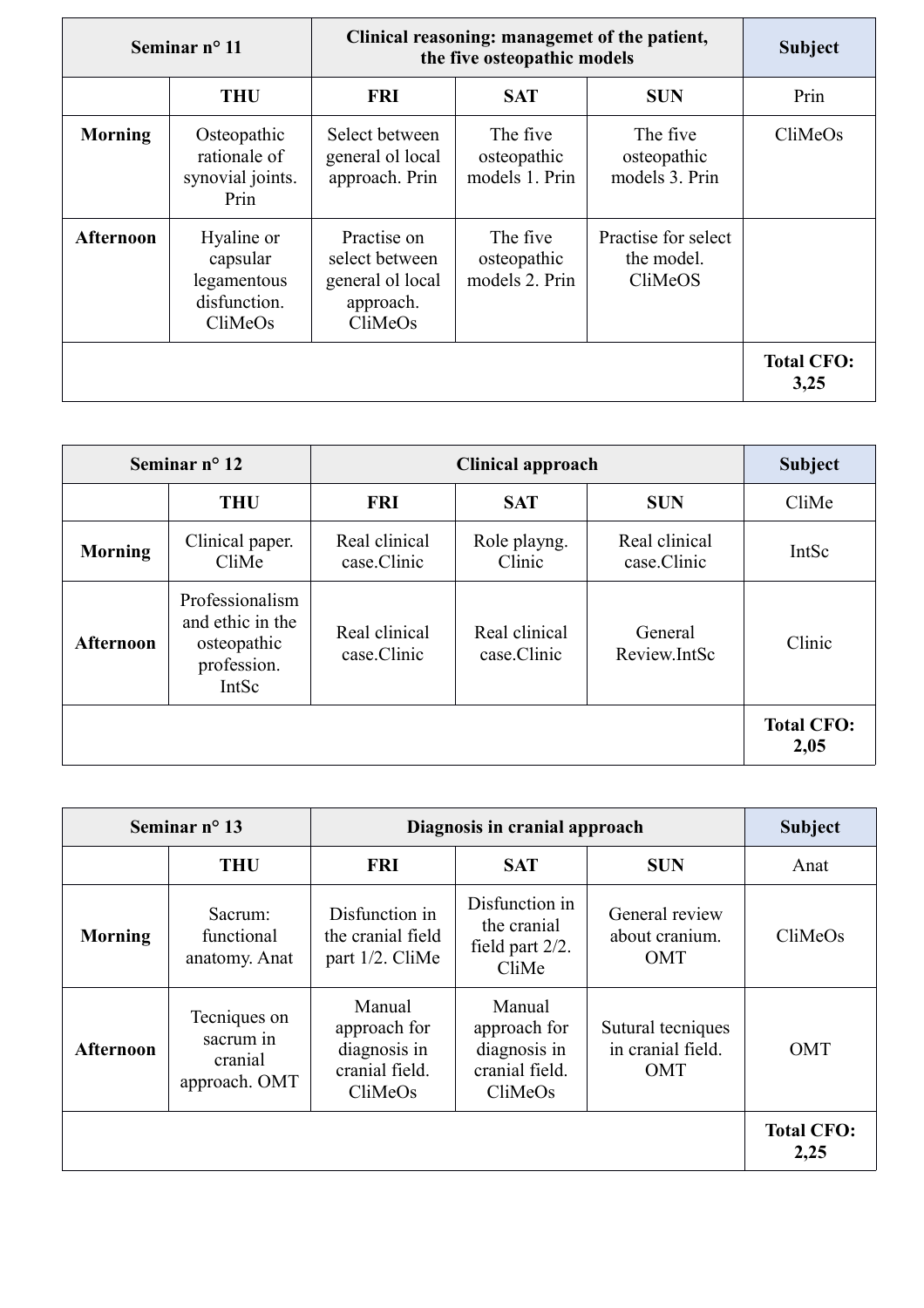| Seminar n° 11 | | Clinical reasoning: managemet of the patient, the five osteopathic models | | | Subject |
|---|---|---|---|---|---|
| | THU | FRI | SAT | SUN | Prin |
| **Morning** | Osteopathic rationale of synovial joints. Prin | Select between general ol local approach. Prin | The five osteopathic models 1. Prin | The five osteopathic models 3. Prin | CliMeOs |
| **Afternoon** | Hyaline or capsular legamentous disfunction. CliMeOs | Practise on select between general ol local approach. CliMeOs | The five osteopathic models 2. Prin | Practise for select the model. CliMeOS | |
| | | | | | **Total CFO: 3,25** |

| Seminar n° 12 | | Clinical approach | | | Subject |
|---|---|---|---|---|---|
| | THU | FRI | SAT | SUN | CliMe |
| **Morning** | Clinical paper. CliMe | Real clinical case.Clinic | Role playng. Clinic | Real clinical case.Clinic | IntSc |
| **Afternoon** | Professionalism and ethic in the osteopathic profession. IntSc | Real clinical case.Clinic | Real clinical case.Clinic | General Review.IntSc | Clinic |
| | | | | | **Total CFO: 2,05** |

| Seminar n° 13 | | Diagnosis in cranial approach | | | Subject |
|---|---|---|---|---|---|
| | THU | FRI | SAT | SUN | Anat |
| **Morning** | Sacrum: functional anatomy. Anat | Disfunction in the cranial field part 1/2. CliMe | Disfunction in the cranial field part 2/2. CliMe | General review about cranium. OMT | CliMeOs |
| **Afternoon** | Tecniques on sacrum in cranial approach. OMT | Manual approach for diagnosis in cranial field. CliMeOs | Manual approach for diagnosis in cranial field. CliMeOs | Sutural tecniques in cranial field. OMT | OMT |
| | | | | | **Total CFO: 2,25** |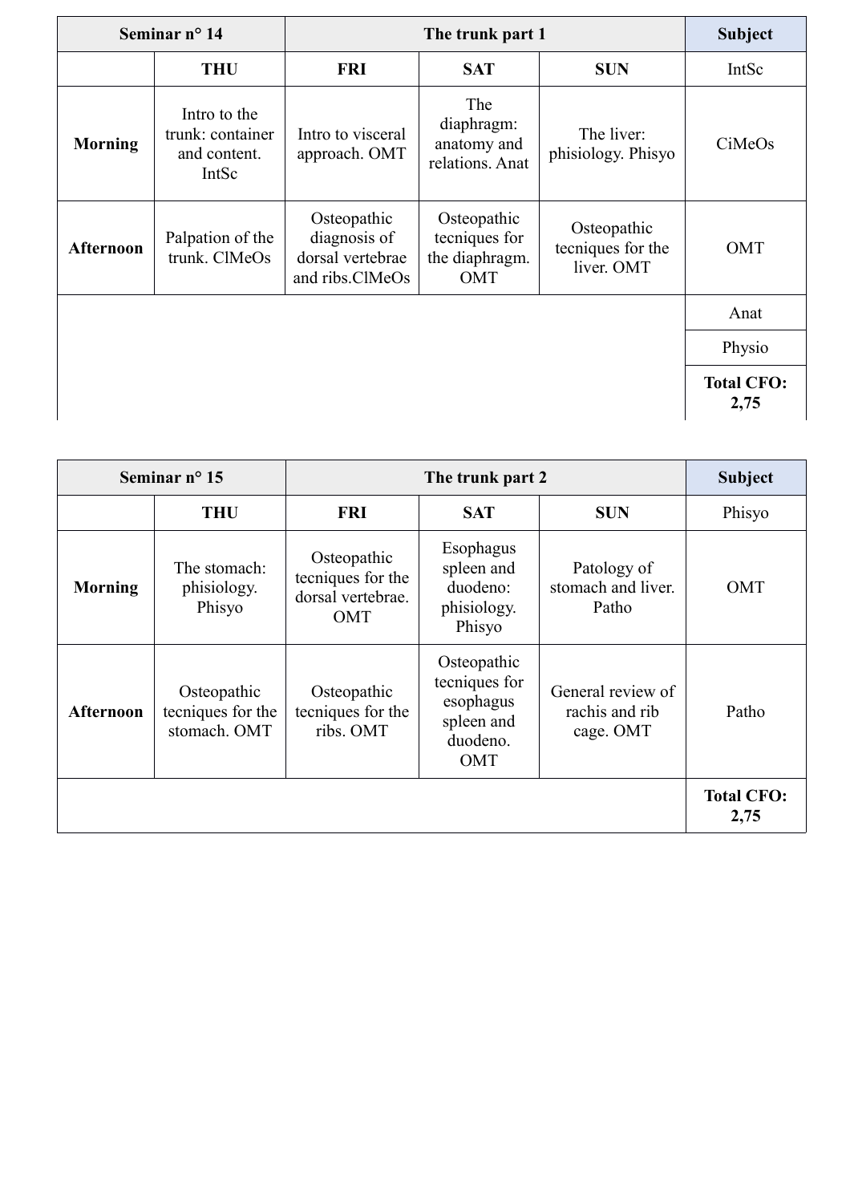| Seminar n° 14 | | The trunk part 1 | | | Subject |
|---|---|---|---|---|---|
| | THU | FRI | SAT | SUN | IntSc |
| Morning | Intro to the trunk: container and content. IntSc | Intro to visceral approach. OMT | The diaphragm: anatomy and relations. Anat | The liver: phisiology. Phisyo | CiMeOs |
| Afternoon | Palpation of the trunk. ClMeOs | Osteopathic diagnosis of dorsal vertebrae and ribs.ClMeOs | Osteopathic tecniques for the diaphragm. OMT | Osteopathic tecniques for the liver. OMT | OMT |
| | | | | | Anat |
| | | | | | Physio |
| | | | | | **Total CFO: 2,75** |

| Seminar n° 15 | | The trunk part 2 | | | Subject |
|---|---|---|---|---|---|
| | THU | FRI | SAT | SUN | Phisyo |
| Morning | The stomach: physiology. Phisyo | Osteopathic tecniques for the dorsal vertebrae. OMT | Esophagus spleen and duodeno: physiology. Phisyo | Patology of stomach and liver. Patho | OMT |
| Afternoon | Osteopathic tecniques for the stomach. OMT | Osteopathic tecniques for the ribs. OMT | Osteopathic tecniques for esophagus spleen and duodeno. OMT | General review of rachis and rib cage. OMT | Patho |
| | | | | | **Total CFO: 2,75** |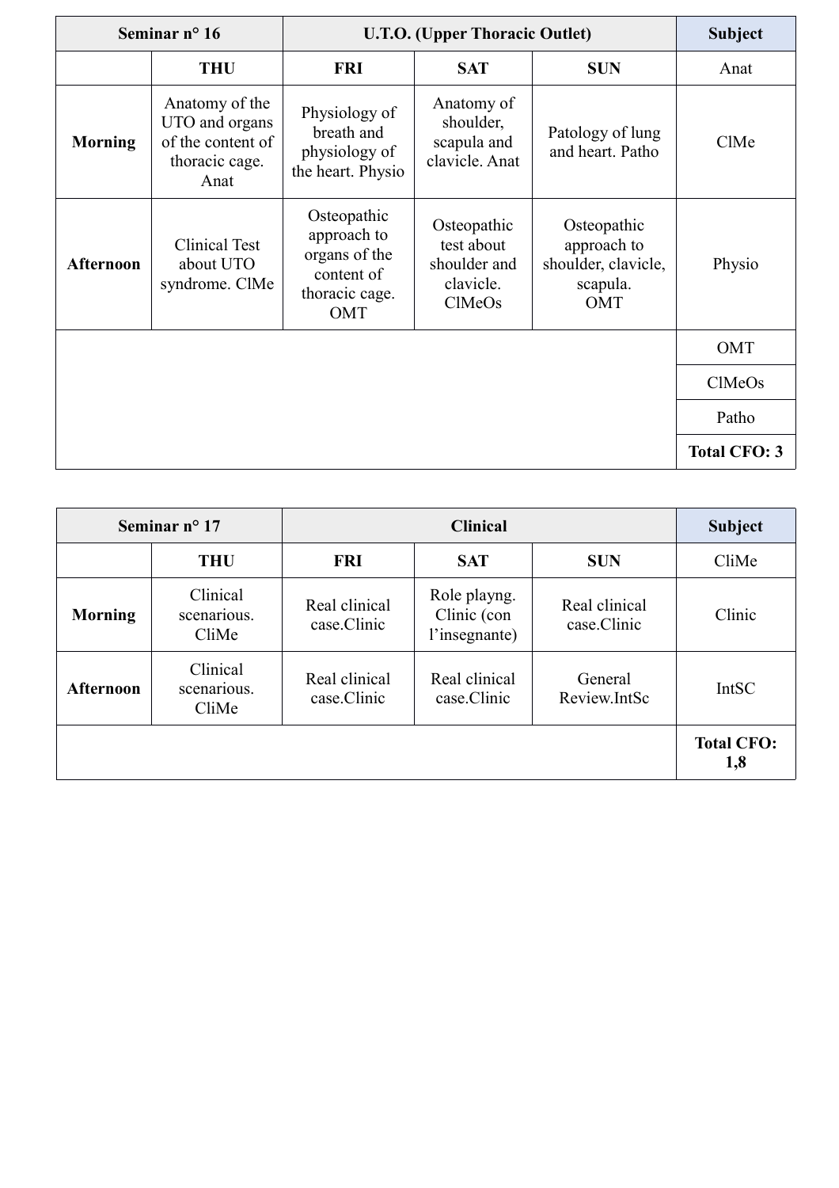| Seminar n° 16 | | U.T.O. (Upper Thoracic Outlet) | | | Subject |
|---|---|---|---|---|---|
| | THU | FRI | SAT | SUN | Anat |
| Morning | Anatomy of the UTO and organs of the content of thoracic cage. Anat | Physiology of breath and physiology of the heart. Physio | Anatomy of shoulder, scapula and clavicle. Anat | Patology of lung and heart. Patho | ClMe |
| Afternoon | Clinical Test about UTO syndrome. ClMe | Osteopathic approach to organs of the content of thoracic cage. OMT | Osteopathic test about shoulder and clavicle. ClMeOs | Osteopathic approach to shoulder, clavicle, scapula. OMT | Physio |
| | | | | | OMT |
| | | | | | ClMeOs |
| | | | | | Patho |
| | | | | | **Total CFO: 3** |

| Seminar n° 17 | | Clinical | | | Subject |
|---|---|---|---|---|---|
| | THU | FRI | SAT | SUN | CliMe |
| Morning | Clinical scenarious. CliMe | Real clinical case.Clinic | Role playng. Clinic (con l'insegnante) | Real clinical case.Clinic | Clinic |
| Afternoon | Clinical scenarious. CliMe | Real clinical case.Clinic | Real clinical case.Clinic | General Review.IntSc | IntSC |
| | | | | | **Total CFO: 1,8** |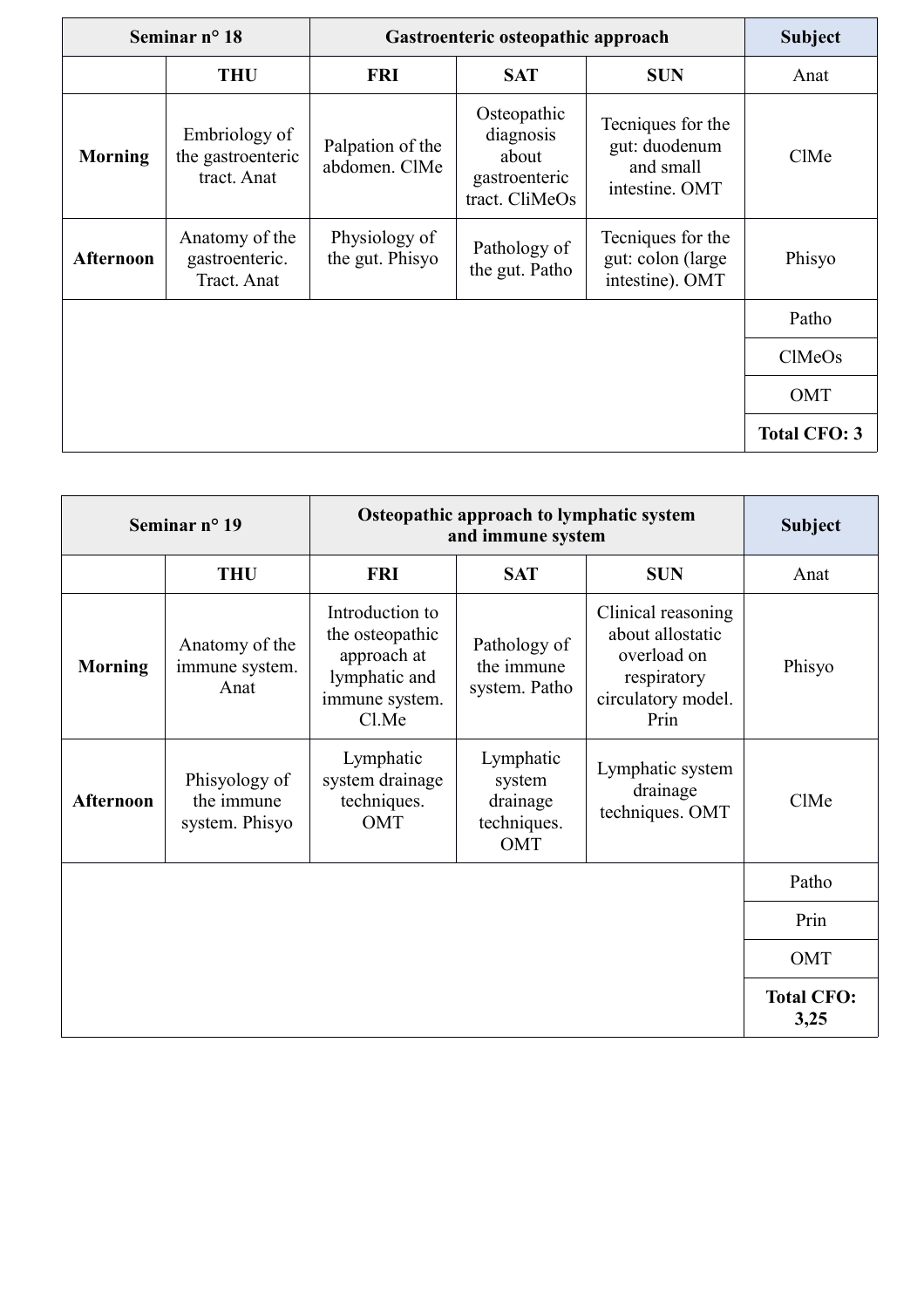| Seminar n° 18 | | Gastroenteric osteopathic approach | | | Subject |
|---|---|---|---|---|---|
| | THU | FRI | SAT | SUN | Anat |
| **Morning** | Embriology of the gastroenteric tract. Anat | Palpation of the abdomen. ClMe | Osteopathic diagnosis about gastroenteric tract. CliMeOs | Tecniques for the gut: duodenum and small intestine. OMT | ClMe |
| **Afternoon** | Anatomy of the gastroenteric. Tract. Anat | Physiology of the gut. Phisyo | Pathology of the gut. Patho | Tecniques for the gut: colon (large intestine). OMT | Phisyo |
| | | | | | Patho |
| | | | | | ClMeOs |
| | | | | | OMT |
| | | | | | **Total CFO: 3** |

| Seminar n° 19 | | Osteopathic approach to lymphatic system and immune system | | | Subject |
|---|---|---|---|---|---|
| | THU | FRI | SAT | SUN | Anat |
| **Morning** | Anatomy of the immune system. Anat | Introduction to the osteopathic approach at lymphatic and immune system. Cl.Me | Pathology of the immune system. Patho | Clinical reasoning about allostatic overload on respiratory circulatory model. Prin | Phisyo |
| **Afternoon** | Phisyology of the immune system. Phisyo | Lymphatic system drainage techniques. OMT | Lymphatic system drainage techniques. OMT | Lymphatic system drainage techniques. OMT | ClMe |
| | | | | | Patho |
| | | | | | Prin |
| | | | | | OMT |
| | | | | | **Total CFO: 3,25** |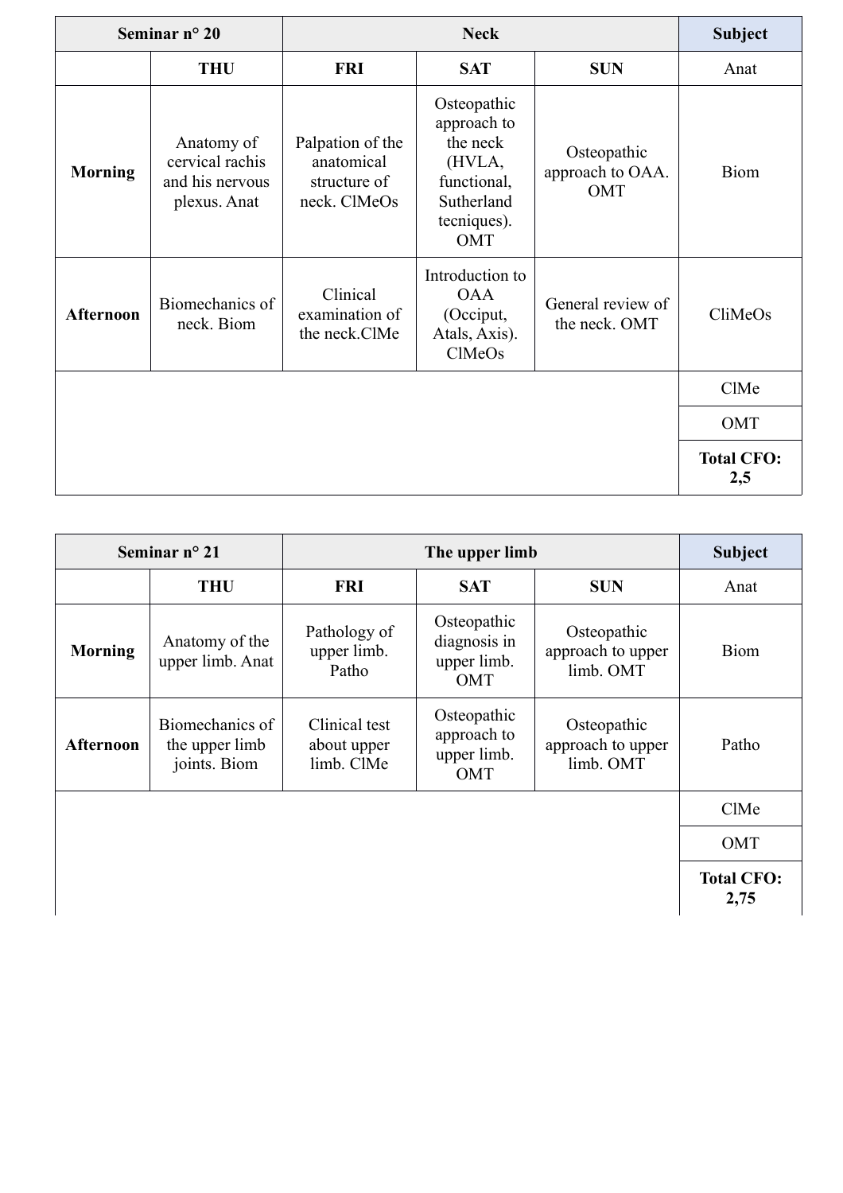| Seminar n° 20 | | Neck | | | Subject |
|---|---|---|---|---|---|
| | THU | FRI | SAT | SUN | Anat |
| Morning | Anatomy of cervical rachis and his nervous plexus. Anat | Palpation of the anatomical structure of neck. ClMeOs | Osteopathic approach to the neck (HVLA, functional, Sutherland tecniques). OMT | Osteopathic approach to OAA. OMT | Biom |
| Afternoon | Biomechanics of neck. Biom | Clinical examination of the neck.ClMe | Introduction to OAA (Occiput, Atals, Axis). ClMeOs | General review of the neck. OMT | CliMeOs |
| | | | | | ClMe |
| | | | | | OMT |
| | | | | | **Total CFO: 2,5** |

| Seminar n° 21 | | The upper limb | | | Subject |
|---|---|---|---|---|---|
| | THU | FRI | SAT | SUN | Anat |
| Morning | Anatomy of the upper limb. Anat | Pathology of upper limb. Patho | Osteopathic diagnosis in upper limb. OMT | Osteopathic approach to upper limb. OMT | Biom |
| Afternoon | Biomechanics of the upper limb joints. Biom | Clinical test about upper limb. ClMe | Osteopathic approach to upper limb. OMT | Osteopathic approach to upper limb. OMT | Patho |
| | | | | | ClMe |
| | | | | | OMT |
| | | | | | **Total CFO: 2,75** |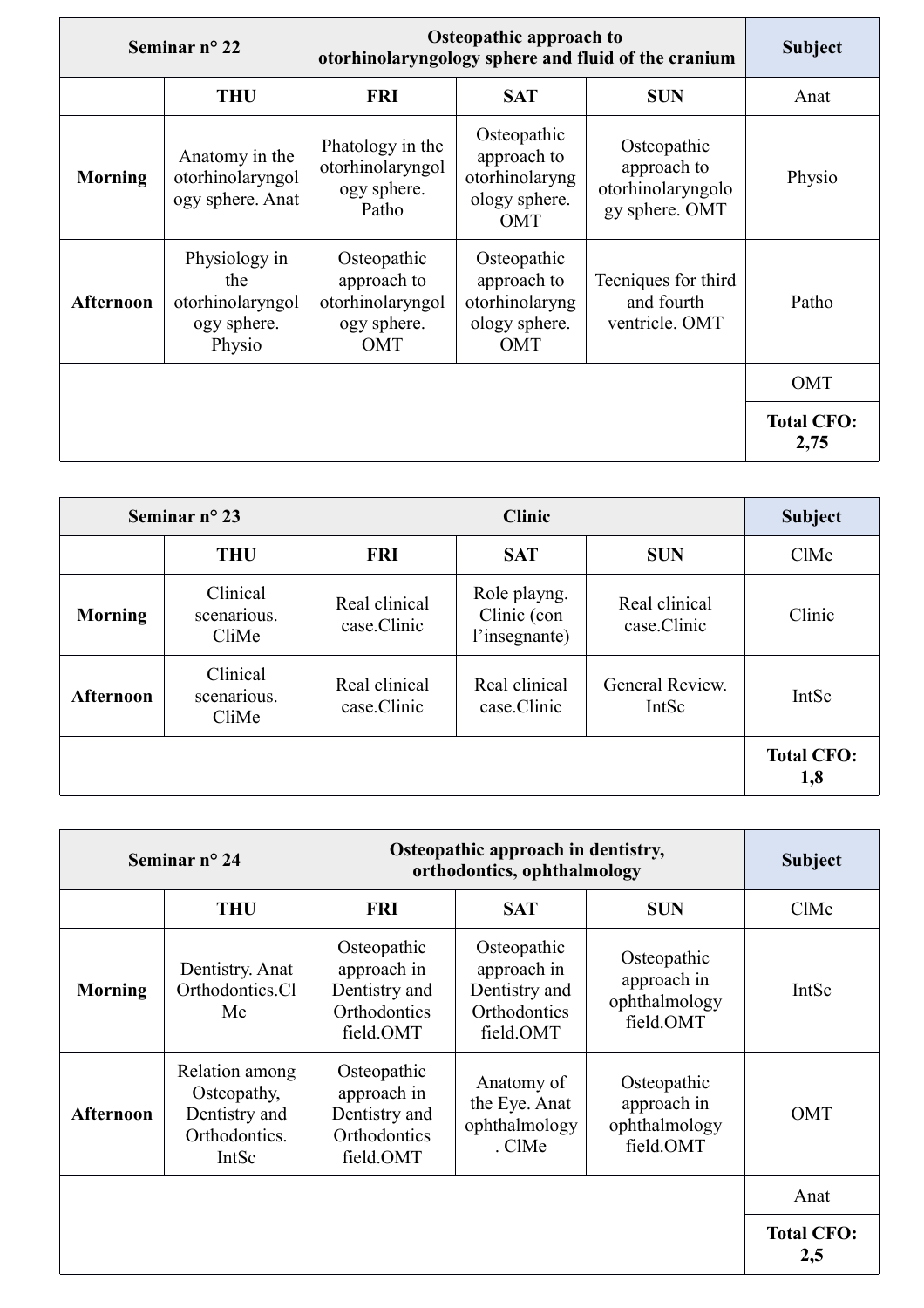| Seminar n° 22 | | Osteopathic approach to otorhinolaryngology sphere and fluid of the cranium | | | Subject |
|---|---|---|---|---|---|
| | THU | FRI | SAT | SUN | Anat |
| Morning | Anatomy in the otorhinolaryngology sphere. Anat | Phatology in the otorhinolaryngology sphere. Patho | Osteopathic approach to otorhinolaryngology sphere. OMT | Osteopathic approach to otorhinolaryngology sphere. OMT | Physio |
| Afternoon | Physiology in the otorhinolaryngology sphere. Physio | Osteopathic approach to otorhinolaryngology sphere. OMT | Osteopathic approach to otorhinolaryngology sphere. OMT | Tecniques for third and fourth ventricle. OMT | Patho |
| | | | | | OMT |
| | | | | | **Total CFO: 2,75** |

| Seminar n° 23 | | Clinic | | | Subject |
|---|---|---|---|---|---|
| | THU | FRI | SAT | SUN | ClMe |
| Morning | Clinical scenarious. CliMe | Real clinical case.Clinic | Role playng. Clinic (con l'insegnante) | Real clinical case.Clinic | Clinic |
| Afternoon | Clinical scenarious. CliMe | Real clinical case.Clinic | Real clinical case.Clinic | General Review. IntSc | IntSc |
| | | | | | **Total CFO: 1,8** |

| Seminar n° 24 | | Osteopathic approach in dentistry, orthodontics, ophthalmology | | | Subject |
|---|---|---|---|---|---|
| | THU | FRI | SAT | SUN | ClMe |
| Morning | Dentistry. Anat Orthodontics.ClMe | Osteopathic approach in Dentistry and Orthodontics field.OMT | Osteopathic approach in Dentistry and Orthodontics field.OMT | Osteopathic approach in ophthalmology field.OMT | IntSc |
| Afternoon | Relation among Osteopathy, Dentistry and Orthodontics. IntSc | Osteopathic approach in Dentistry and Orthodontics field.OMT | Anatomy of the Eye. Anat ophthalmology. ClMe | Osteopathic approach in ophthalmology field.OMT | OMT |
| | | | | | Anat |
| | | | | | **Total CFO: 2,5** |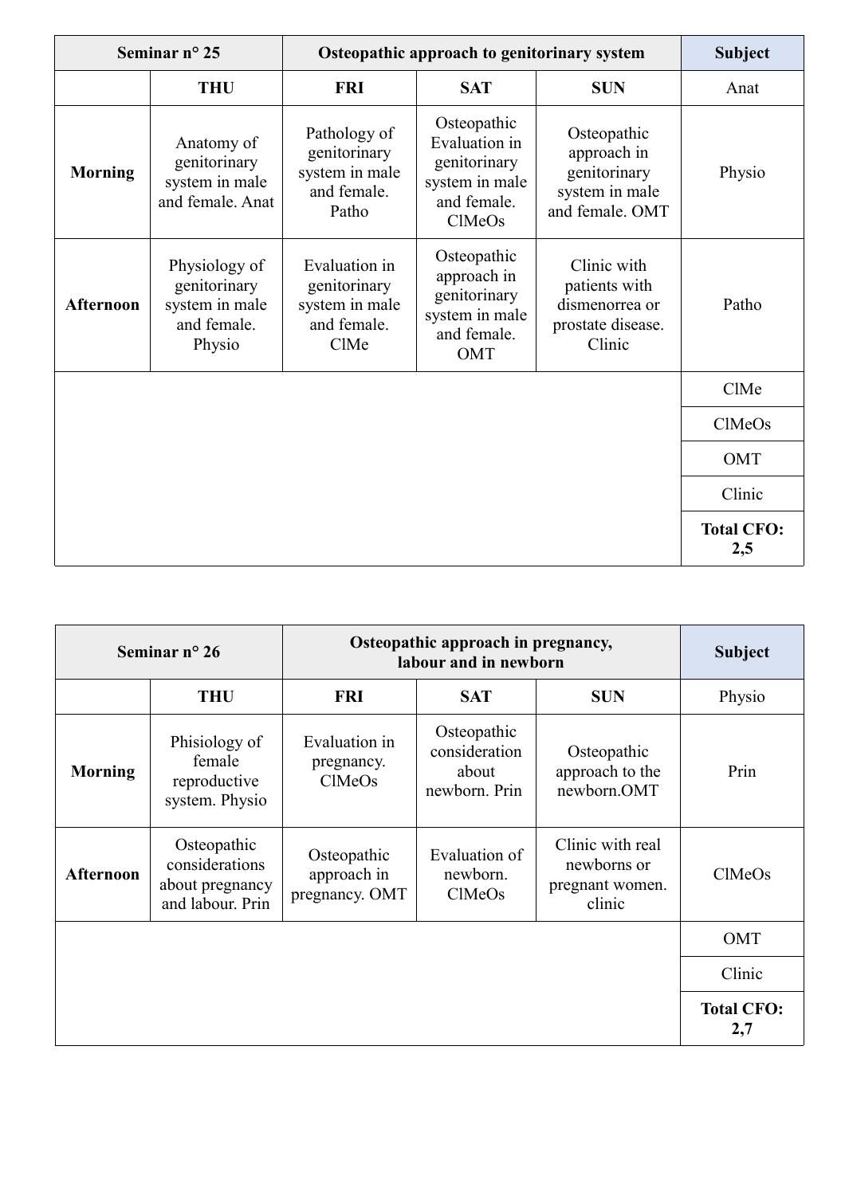| Seminar n° 25 | | Osteopathic approach to genitorinary system | | | Subject |
|---|---|---|---|---|---|
| | THU | FRI | SAT | SUN | Anat |
| Morning | Anatomy of genitorinary system in male and female. Anat | Pathology of genitorinary system in male and female. Patho | Osteopathic Evaluation in genitorinary system in male and female. ClMeOs | Osteopathic approach in genitorinary system in male and female. OMT | Physio |
| Afternoon | Physiology of genitorinary system in male and female. Physio | Evaluation in genitorinary system in male and female. ClMe | Osteopathic approach in genitorinary system in male and female. OMT | Clinic with patients with dismenorrea or prostate disease. Clinic | Patho |
| | | | | | ClMe |
| | | | | | ClMeOs |
| | | | | | OMT |
| | | | | | Clinic |
| | | | | | **Total CFO: 2,5** |

| Seminar n° 26 | | Osteopathic approach in pregnancy, labour and in newborn | | | Subject |
|---|---|---|---|---|---|
| | THU | FRI | SAT | SUN | Physio |
| Morning | Phisiology of female reproductive system. Physio | Evaluation in pregnancy. ClMeOs | Osteopathic consideration about newborn. Prin | Osteopathic approach to the newborn.OMT | Prin |
| Afternoon | Osteopathic considerations about pregnancy and labour. Prin | Osteopathic approach in pregnancy. OMT | Evaluation of newborn. ClMeOs | Clinic with real newborns or pregnant women. clinic | ClMeOs |
| | | | | | OMT |
| | | | | | Clinic |
| | | | | | **Total CFO: 2,7** |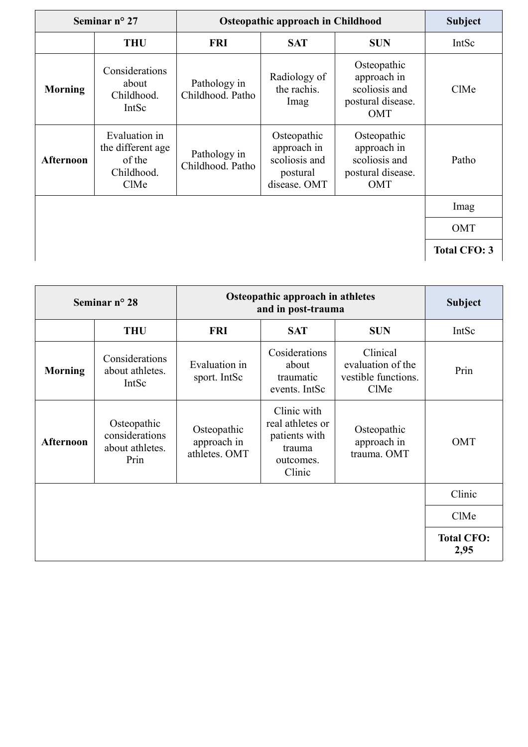| Seminar n° 27 | | Osteopathic approach in Childhood | | | Subject |
|---|---|---|---|---|---|
| | **THU** | **FRI** | **SAT** | **SUN** | IntSc |
| **Morning** | Considerations about Childhood. IntSc | Pathology in Childhood. Patho | Radiology of the rachis. Imag | Osteopathic approach in scoliosis and postural disease. OMT | ClMe |
| **Afternoon** | Evaluation in the different age of the Childhood. ClMe | Pathology in Childhood. Patho | Osteopathic approach in scoliosis and postural disease. OMT | Osteopathic approach in scoliosis and postural disease. OMT | Patho |
| | | | | | Imag |
| | | | | | OMT |
| | | | | | **Total CFO: 3** |

| Seminar n° 28 | | Osteopathic approach in athletes and in post-trauma | | | Subject |
|---|---|---|---|---|---|
| | **THU** | **FRI** | **SAT** | **SUN** | IntSc |
| **Morning** | Considerations about athletes. IntSc | Evaluation in sport. IntSc | Cosiderations about traumatic events. IntSc | Clinical evaluation of the vestible functions. ClMe | Prin |
| **Afternoon** | Osteopathic considerations about athletes. Prin | Osteopathic approach in athletes. OMT | Clinic with real athletes or patients with trauma outcomes. Clinic | Osteopathic approach in trauma. OMT | OMT |
| | | | | | Clinic |
| | | | | | ClMe |
| | | | | | **Total CFO: 2,95** |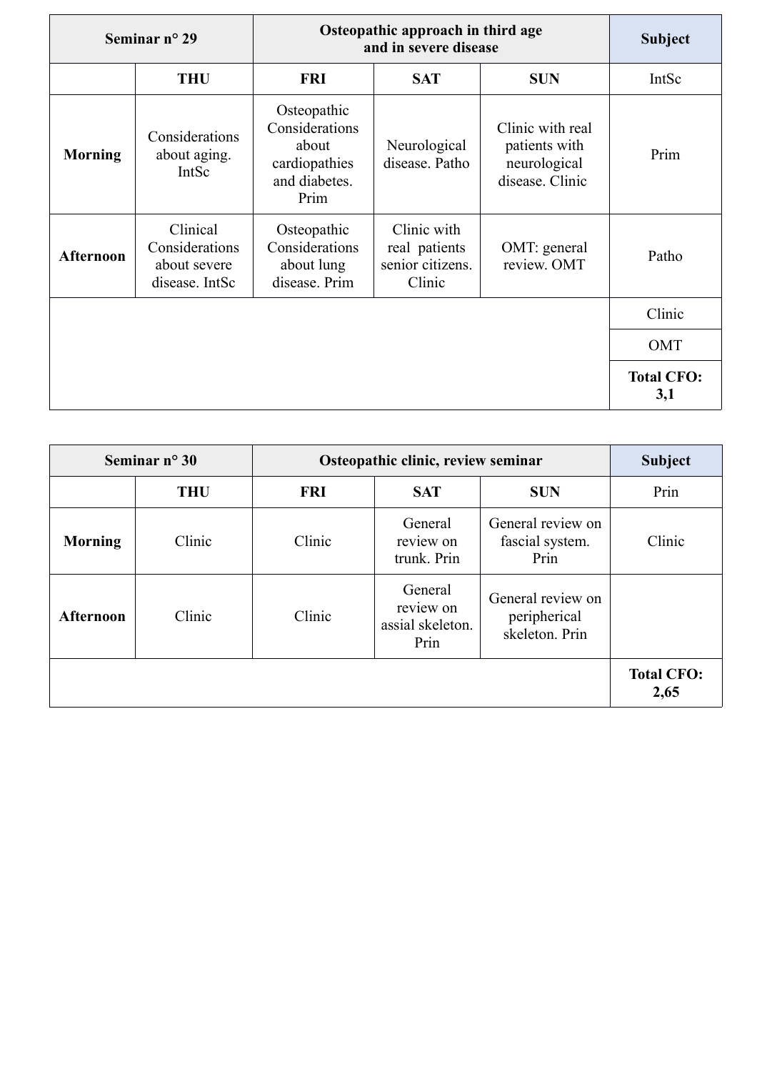| Seminar n° 29 | | Osteopathic approach in third age and in severe disease | | | Subject |
|---|---|---|---|---|---|
| | **THU** | **FRI** | **SAT** | **SUN** | IntSc |
| **Morning** | Considerations about aging. IntSc | Osteopathic Considerations about cardiopathies and diabetes. Prim | Neurological disease. Patho | Clinic with real patients with neurological disease. Clinic | Prim |
| **Afternoon** | Clinical Considerations about severe disease. IntSc | Osteopathic Considerations about lung disease. Prim | Clinic with real patients senior citizens. Clinic | OMT: general review. OMT | Patho |
| | | | | | Clinic |
| | | | | | OMT |
| | | | | | **Total CFO: 3,1** |

| Seminar n° 30 | | Osteopathic clinic, review seminar | | | Subject |
|---|---|---|---|---|---|
| | **THU** | **FRI** | **SAT** | **SUN** | Prin |
| **Morning** | Clinic | Clinic | General review on trunk. Prin | General review on fascial system. Prin | Clinic |
| **Afternoon** | Clinic | Clinic | General review on assial skeleton. Prin | General review on peripherical skeleton. Prin | |
| | | | | | **Total CFO: 2,65** |